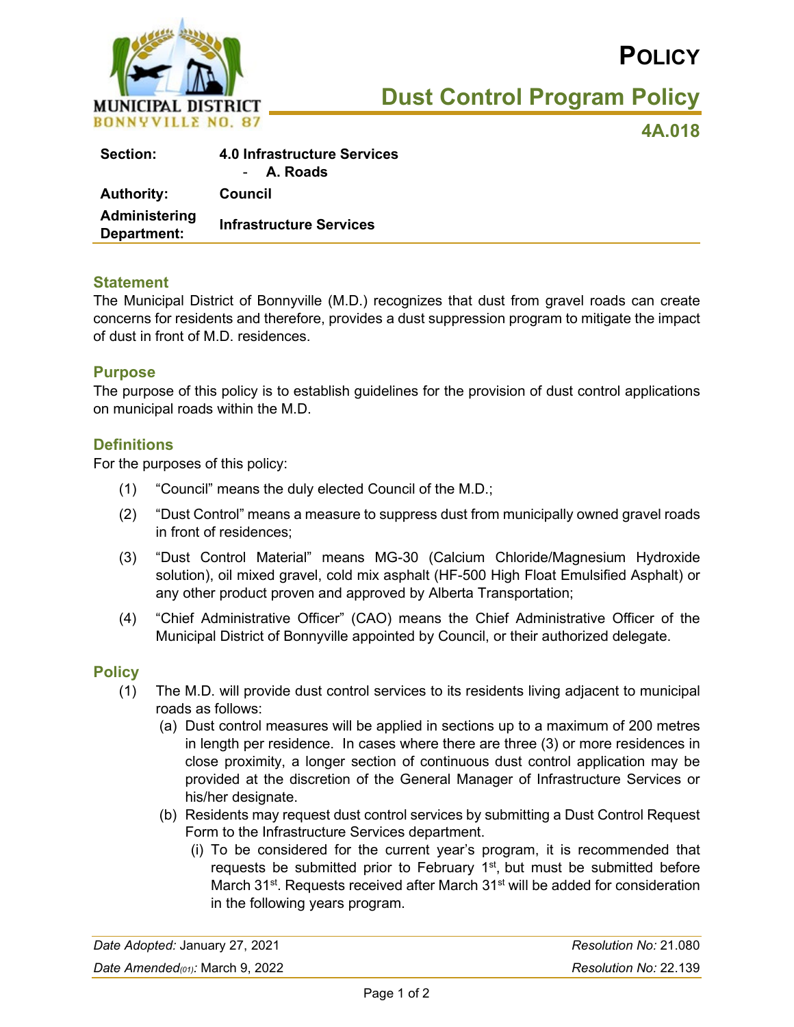# POLICY

## Dust Control Program Policy

**4A.018**

| | |
|---|---|
| **Section:** | **4.0 Infrastructure Services** - **A. Roads** |
| **Authority:** | **Council** |
| **Administering Department:** | **Infrastructure Services** |

### Statement

The Municipal District of Bonnyville (M.D.) recognizes that dust from gravel roads can create concerns for residents and therefore, provides a dust suppression program to mitigate the impact of dust in front of M.D. residences.

### Purpose

The purpose of this policy is to establish guidelines for the provision of dust control applications on municipal roads within the M.D.

### Definitions

For the purposes of this policy:

(1) "Council" means the duly elected Council of the M.D.;

(2) "Dust Control" means a measure to suppress dust from municipally owned gravel roads in front of residences;

(3) "Dust Control Material" means MG-30 (Calcium Chloride/Magnesium Hydroxide solution), oil mixed gravel, cold mix asphalt (HF-500 High Float Emulsified Asphalt) or any other product proven and approved by Alberta Transportation;

(4) "Chief Administrative Officer" (CAO) means the Chief Administrative Officer of the Municipal District of Bonnyville appointed by Council, or their authorized delegate.

### Policy

(1) The M.D. will provide dust control services to its residents living adjacent to municipal roads as follows:

(a) Dust control measures will be applied in sections up to a maximum of 200 metres in length per residence. In cases where there are three (3) or more residences in close proximity, a longer section of continuous dust control application may be provided at the discretion of the General Manager of Infrastructure Services or his/her designate.

(b) Residents may request dust control services by submitting a Dust Control Request Form to the Infrastructure Services department.

(i) To be considered for the current year's program, it is recommended that requests be submitted prior to February 1st, but must be submitted before March 31st. Requests received after March 31st will be added for consideration in the following years program.

| | |
|---|---|
| *Date Adopted:* January 27, 2021 | *Resolution No:* 21.080 |
| *Date Amended(01):* March 9, 2022 | *Resolution No:* 22.139 |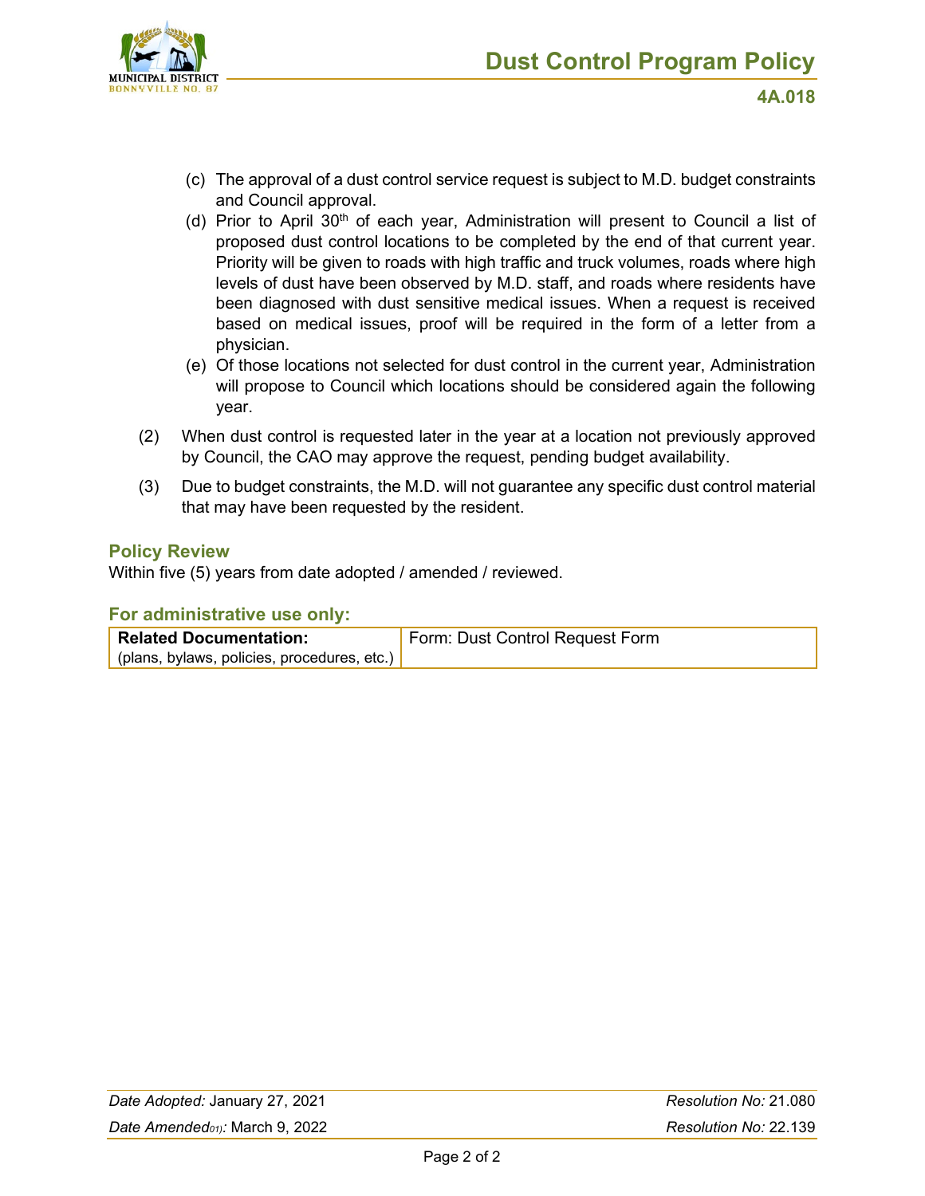(c) The approval of a dust control service request is subject to M.D. budget constraints and Council approval.

(d) Prior to April 30th of each year, Administration will present to Council a list of proposed dust control locations to be completed by the end of that current year. Priority will be given to roads with high traffic and truck volumes, roads where high levels of dust have been observed by M.D. staff, and roads where residents have been diagnosed with dust sensitive medical issues. When a request is received based on medical issues, proof will be required in the form of a letter from a physician.

(e) Of those locations not selected for dust control in the current year, Administration will propose to Council which locations should be considered again the following year.

(2) When dust control is requested later in the year at a location not previously approved by Council, the CAO may approve the request, pending budget availability.

(3) Due to budget constraints, the M.D. will not guarantee any specific dust control material that may have been requested by the resident.

## Policy Review

Within five (5) years from date adopted / amended / reviewed.

## For administrative use only:

| | |
|---|---|
| **Related Documentation:** (plans, bylaws, policies, procedures, etc.) | Form: Dust Control Request Form |

*Date Adopted:* January 27, 2021 — *Resolution No:* 21.080

*Date Amended(01):* March 9, 2022 — *Resolution No:* 22.139